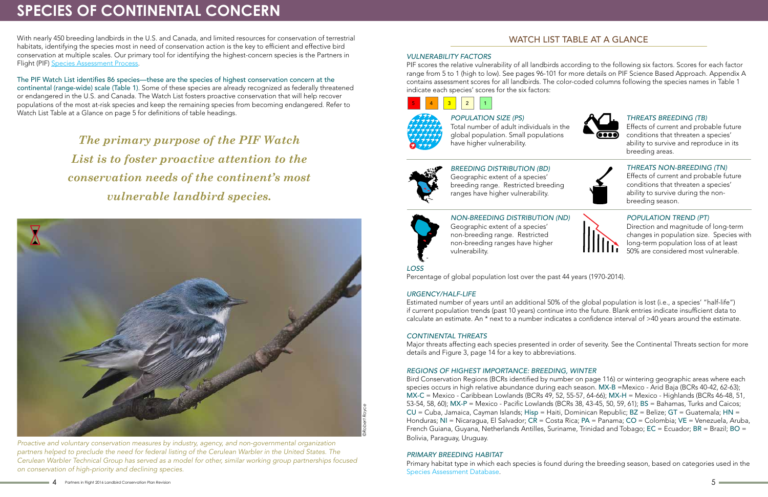# SPECIES OF CONTINENTAL CONCERN

With nearly 450 breeding landbirds in the U.S. and Canada, and limited resources for conservation of terrestrial habitats, identifying the species most in need of conservation action is the key to efficient and effective bird conservation at multiple scales. Our primary tool for identifying the highest-concern species is the Partners in Flight (PIF) Species Assessment Process.

The PIF Watch List identifies 86 species—these are the species of highest conservation concern at the continental (range-wide) scale (Table 1). Some of these species are already recognized as federally threatened or endangered in the U.S. and Canada. The Watch List fosters proactive conservation that will help recover populations of the most at-risk species and keep the remaining species from becoming endangered. Refer to Watch List Table at a Glance on page 5 for definitions of table headings.

*The primary purpose of the PIF Watch List is to foster proactive attention to the conservation needs of the continent's most vulnerable landbird species.*

©Robert Royce

*Proactive and voluntary conservation measures by industry, agency, and non-governmental organization partners helped to preclude the need for federal listing of the Cerulean Warbler in the United States. The Cerulean Warbler Technical Group has served as a model for other, similar working group partnerships focused on conservation of high-priority and declining species.*

## WATCH LIST TABLE AT A GLANCE

### *VULNERABILITY FACTORS*

PIF scores the relative vulnerability of all landbirds according to the following six factors. Scores for each factor range from 5 to 1 (high to low). See pages 96-101 for more details on PIF Science Based Approach. Appendix A contains assessment scores for all landbirds. The color-coded columns following the species names in Table 1 indicate each species' scores for the six factors:

5 4 3 2 1

*POPULATION SIZE (PS)*
Total number of adult individuals in the global population. Small populations have higher vulnerability.

*THREATS BREEDING (TB)*
Effects of current and probable future conditions that threaten a species' ability to survive and reproduce in its breeding areas.

*BREEDING DISTRIBUTION (BD)*
Geographic extent of a species' breeding range. Restricted breeding ranges have higher vulnerability.

*THREATS NON-BREEDING (TN)*
Effects of current and probable future conditions that threaten a species' ability to survive during the non-breeding season.

*NON-BREEDING DISTRIBUTION (ND)*
Geographic extent of a species' non-breeding range. Restricted non-breeding ranges have higher vulnerability.

*POPULATION TREND (PT)*
Direction and magnitude of long-term changes in population size. Species with long-term population loss of at least 50% are considered most vulnerable.

### *LOSS*

Percentage of global population lost over the past 44 years (1970-2014).

### *URGENCY/HALF-LIFE*

Estimated number of years until an additional 50% of the global population is lost (i.e., a species' "half-life") if current population trends (past 10 years) continue into the future. Blank entries indicate insufficient data to calculate an estimate. An * next to a number indicates a confidence interval of >40 years around the estimate.

### *CONTINENTAL THREATS*

Major threats affecting each species presented in order of severity. See the Continental Threats section for more details and Figure 3, page 14 for a key to abbreviations.

### *REGIONS OF HIGHEST IMPORTANCE: BREEDING, WINTER*

Bird Conservation Regions (BCRs identified by number on page 116) or wintering geographic areas where each species occurs in high relative abundance during each season. MX-B =Mexico - Arid Baja (BCRs 40-42, 62-63); MX-C = Mexico - Caribbean Lowlands (BCRs 49, 52, 55-57, 64-66); MX-H = Mexico - Highlands (BCRs 46-48, 51, 53-54, 58, 60); MX-P = Mexico - Pacific Lowlands (BCRs 38, 43-45, 50, 59, 61); BS = Bahamas, Turks and Caicos; CU = Cuba, Jamaica, Cayman Islands; Hisp = Haiti, Dominican Republic; BZ = Belize; GT = Guatemala; HN = Honduras; NI = Nicaragua, El Salvador; CR = Costa Rica; PA = Panama; CO = Colombia; VE = Venezuela, Aruba, French Guiana, Guyana, Netherlands Antilles, Suriname, Trinidad and Tobago; EC = Ecuador; BR = Brazil; BO = Bolivia, Paraguay, Uruguay.

### *PRIMARY BREEDING HABITAT*

Primary habitat type in which each species is found during the breeding season, based on categories used in the Species Assessment Database.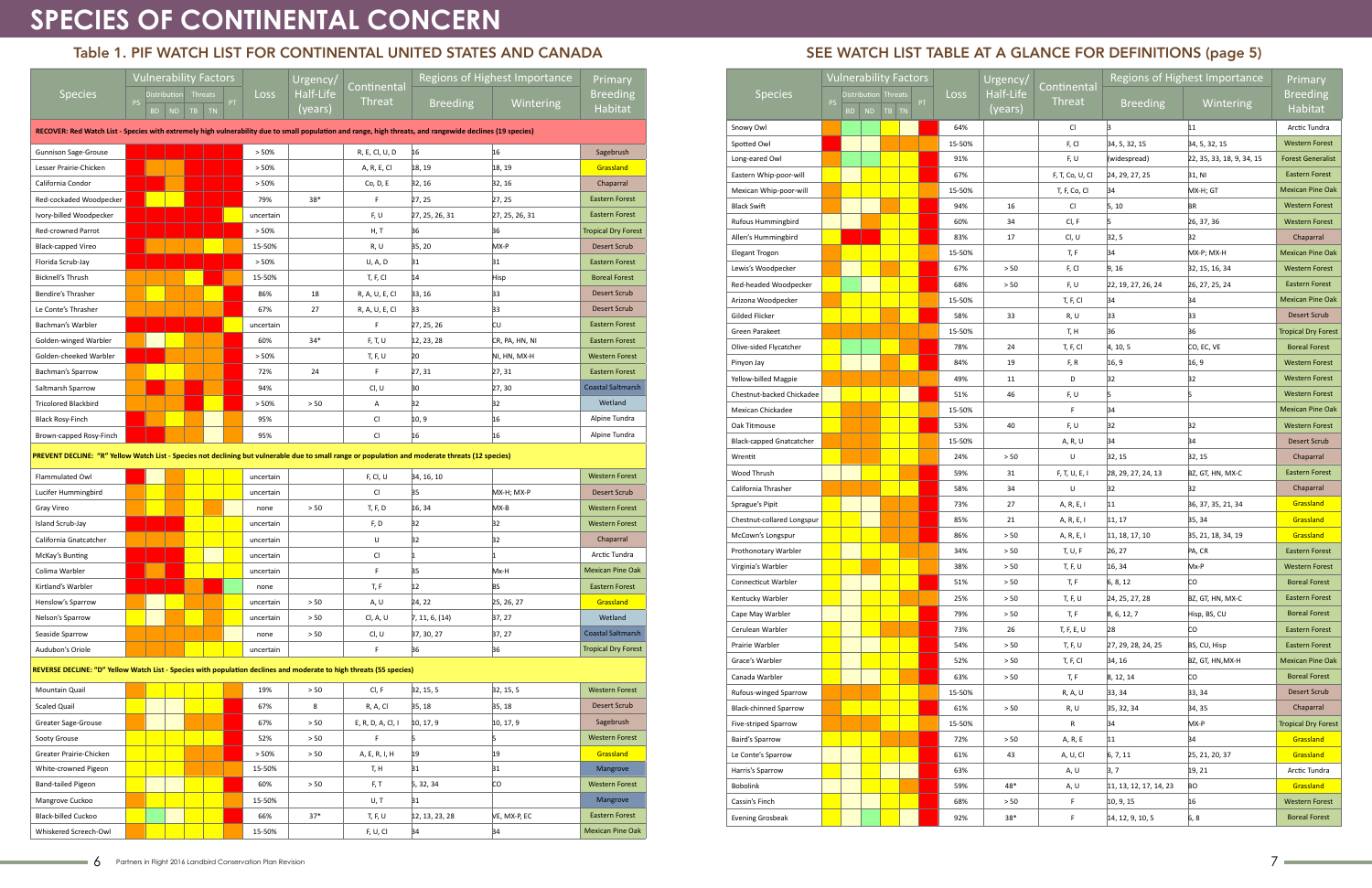# SPECIES OF CONTINENTAL CONCERN

## Table 1. PIF WATCH LIST FOR CONTINENTAL UNITED STATES AND CANADA

| Species | Loss | Urgency/ Half-Life (years) | Continental Threat | Breeding | Wintering | Primary Breeding Habitat |
|---|---|---|---|---|---|---|
| **RECOVER: Red Watch List - Species with extremely high vulnerability due to small population and range, high threats, and rangewide declines (19 species)** | | | | | | |
| Gunnison Sage-Grouse | > 50% | | R, E, Cl, U, D | 16 | 16 | Sagebrush |
| Lesser Prairie-Chicken | > 50% | | A, R, E, Cl | 18, 19 | 18, 19 | Grassland |
| California Condor | > 50% | | Co, D, E | 32, 16 | 32, 16 | Chaparral |
| Red-cockaded Woodpecker | 79% | 38* | F | 27, 25 | 27, 25 | Eastern Forest |
| Ivory-billed Woodpecker | uncertain | | F, U | 27, 25, 26, 31 | 27, 25, 26, 31 | Eastern Forest |
| Red-crowned Parrot | > 50% | | H, T | 36 | 36 | Tropical Dry Forest |
| Black-capped Vireo | 15-50% | | R, U | 35, 20 | MX-P | Desert Scrub |
| Florida Scrub-Jay | > 50% | | U, A, D | 31 | 31 | Eastern Forest |
| Bicknell's Thrush | 15-50% | | T, F, Cl | 14 | Hisp | Boreal Forest |
| Bendire's Thrasher | 86% | 18 | R, A, U, E, Cl | 33, 16 | 33 | Desert Scrub |
| Le Conte's Thrasher | 67% | 27 | R, A, U, E, Cl | 33 | 33 | Desert Scrub |
| Bachman's Warbler | uncertain | | F | 27, 25, 26 | CU | Eastern Forest |
| Golden-winged Warbler | 60% | 34* | F, T, U | 12, 23, 28 | CR, PA, HN, NI | Eastern Forest |
| Golden-cheeked Warbler | > 50% | | T, F, U | 20 | NI, HN, MX-H | Western Forest |
| Bachman's Sparrow | 72% | 24 | F | 27, 31 | 27, 31 | Eastern Forest |
| Saltmarsh Sparrow | 94% | | Cl, U | 30 | 27, 30 | Coastal Saltmarsh |
| Tricolored Blackbird | > 50% | > 50 | A | 32 | 32 | Wetland |
| Black Rosy-Finch | 95% | | Cl | 10, 9 | 16 | Alpine Tundra |
| Brown-capped Rosy-Finch | 95% | | Cl | 16 | 16 | Alpine Tundra |
| **PREVENT DECLINE: "R" Yellow Watch List - Species not declining but vulnerable due to small range or population and moderate threats (12 species)** | | | | | | |
| Flammulated Owl | uncertain | | F, Cl, U | 34, 16, 10 | | Western Forest |
| Lucifer Hummingbird | uncertain | | Cl | 35 | MX-H; MX-P | Desert Scrub |
| Gray Vireo | none | > 50 | T, F, D | 16, 34 | MX-B | Western Forest |
| Island Scrub-Jay | uncertain | | F, D | 32 | 32 | Western Forest |
| California Gnatcatcher | uncertain | | U | 32 | 32 | Chaparral |
| McKay's Bunting | uncertain | | Cl | 1 | 1 | Arctic Tundra |
| Colima Warbler | uncertain | | F | 35 | Mx-H | Mexican Pine Oak |
| Kirtland's Warbler | none | | T, F | 12 | BS | Eastern Forest |
| Henslow's Sparrow | uncertain | > 50 | A, U | 24, 22 | 25, 26, 27 | Grassland |
| Nelson's Sparrow | uncertain | > 50 | Cl, A, U | 7, 11, 6, (14) | 37, 27 | Wetland |
| Seaside Sparrow | none | > 50 | Cl, U | 37, 30, 27 | 37, 27 | Coastal Saltmarsh |
| Audubon's Oriole | uncertain | | F | 36 | 36 | Tropical Dry Forest |
| **REVERSE DECLINE: "D" Yellow Watch List - Species with population declines and moderate to high threats (55 species)** | | | | | | |
| Mountain Quail | 19% | > 50 | Cl, F | 32, 15, 5 | 32, 15, 5 | Western Forest |
| Scaled Quail | 67% | 8 | R, A, Cl | 35, 18 | 35, 18 | Desert Scrub |
| Greater Sage-Grouse | 67% | > 50 | E, R, D, A, Cl, I | 10, 17, 9 | 10, 17, 9 | Sagebrush |
| Sooty Grouse | 52% | > 50 | F | 5 | 5 | Western Forest |
| Greater Prairie-Chicken | > 50% | > 50 | A, E, R, I, H | 19 | 19 | Grassland |
| White-crowned Pigeon | 15-50% | | T, H | 31 | 31 | Mangrove |
| Band-tailed Pigeon | 60% | > 50 | F, T | 5, 32, 34 | CO | Western Forest |
| Mangrove Cuckoo | 15-50% | | U, T | 31 | | Mangrove |
| Black-billed Cuckoo | 66% | 37* | T, F, U | 12, 13, 23, 28 | VE, MX-P, EC | Eastern Forest |
| Whiskered Screech-Owl | 15-50% | | F, U, Cl | 34 | 34 | Mexican Pine Oak |
| Snowy Owl | 64% | | Cl | 3 | 11 | Arctic Tundra |
| Spotted Owl | 15-50% | | F, Cl | 34, 5, 32, 15 | 34, 5, 32, 15 | Western Forest |
| Long-eared Owl | 91% | | F, U | (widespread) | 22, 35, 33, 18, 9, 34, 15 | Forest Generalist |
| Eastern Whip-poor-will | 67% | | F, T, Co, U, Cl | 24, 29, 27, 25 | 31, NI | Eastern Forest |
| Mexican Whip-poor-will | 15-50% | | T, F, Co, Cl | 34 | MX-H; GT | Mexican Pine Oak |
| Black Swift | 94% | 16 | Cl | 5, 10 | BR | Western Forest |
| Rufous Hummingbird | 60% | 34 | Cl, F | 5 | 26, 37, 36 | Western Forest |
| Allen's Hummingbird | 83% | 17 | Cl, U | 32, 5 | 32 | Chaparral |
| Elegant Trogon | 15-50% | | T, F | 34 | MX-P; MX-H | Mexican Pine Oak |
| Lewis's Woodpecker | 67% | > 50 | F, Cl | 9, 16 | 32, 15, 16, 34 | Western Forest |
| Red-headed Woodpecker | 68% | > 50 | F, U | 22, 19, 27, 26, 24 | 26, 27, 25, 24 | Eastern Forest |
| Arizona Woodpecker | 15-50% | | T, F, Cl | 34 | 34 | Mexican Pine Oak |
| Gilded Flicker | 58% | 33 | R, U | 33 | 33 | Desert Scrub |
| Green Parakeet | 15-50% | | T, H | 36 | 36 | Tropical Dry Forest |
| Olive-sided Flycatcher | 78% | 24 | T, F, Cl | 4, 10, 5 | CO, EC, VE | Boreal Forest |
| Pinyon Jay | 84% | 19 | F, R | 16, 9 | 16, 9 | Western Forest |
| Yellow-billed Magpie | 49% | 11 | D | 32 | 32 | Western Forest |
| Chestnut-backed Chickadee | 51% | 46 | F, U | 5 | 5 | Western Forest |
| Mexican Chickadee | 15-50% | | F | 34 | | Mexican Pine Oak |
| Oak Titmouse | 53% | 40 | F, U | 32 | 32 | Western Forest |
| Black-capped Gnatcatcher | 15-50% | | A, R, U | 34 | 34 | Desert Scrub |
| Wrentit | 24% | > 50 | U | 32, 15 | 32, 15 | Chaparral |
| Wood Thrush | 59% | 31 | F, T, U, E, I | 28, 29, 27, 24, 13 | BZ, GT, HN, MX-C | Eastern Forest |
| California Thrasher | 58% | 34 | U | 32 | 32 | Chaparral |
| Sprague's Pipit | 73% | 27 | A, R, E, I | 11 | 36, 37, 35, 21, 34 | Grassland |
| Chestnut-collared Longspur | 85% | 21 | A, R, E, I | 11, 17 | 35, 34 | Grassland |
| McCown's Longspur | 86% | > 50 | A, R, E, I | 11, 18, 17, 10 | 35, 21, 18, 34, 19 | Grassland |
| Prothonotary Warbler | 34% | > 50 | T, U, F | 26, 27 | PA, CR | Eastern Forest |
| Virginia's Warbler | 38% | > 50 | T, F, U | 16, 34 | Mx-P | Western Forest |
| Connecticut Warbler | 51% | > 50 | T, F | 6, 8, 12 | CO | Boreal Forest |
| Kentucky Warbler | 25% | > 50 | T, F, U | 24, 25, 27, 28 | BZ, GT, HN, MX-C | Eastern Forest |
| Cape May Warbler | 79% | > 50 | T, F | 8, 6, 12, 7 | Hisp, BS, CU | Boreal Forest |
| Cerulean Warbler | 73% | 26 | T, F, E, U | 28 | CO | Eastern Forest |
| Prairie Warbler | 54% | > 50 | T, F, U | 27, 29, 28, 24, 25 | BS, CU, Hisp | Eastern Forest |
| Grace's Warbler | 52% | > 50 | T, F, Cl | 34, 16 | BZ, GT, HN, MX-H | Mexican Pine Oak |
| Canada Warbler | 63% | > 50 | T, F | 8, 12, 14 | CO | Boreal Forest |
| Rufous-winged Sparrow | 15-50% | | R, A, U | 33, 34 | 33, 34 | Desert Scrub |
| Black-chinned Sparrow | 61% | > 50 | R, U | 35, 32, 34 | 34, 35 | Chaparral |
| Five-striped Sparrow | 15-50% | | R | 34 | MX-P | Tropical Dry Forest |
| Baird's Sparrow | 72% | > 50 | A, R, E | 11 | 34 | Grassland |
| Le Conte's Sparrow | 61% | 43 | A, U, Cl | 6, 7, 11 | 25, 21, 20, 37 | Grassland |
| Harris's Sparrow | 63% | | A, U | 3, 7 | 19, 21 | Arctic Tundra |
| Bobolink | 59% | 48* | A, U | 11, 13, 12, 17, 14, 23 | BO | Grassland |
| Cassin's Finch | 68% | > 50 | F | 10, 9, 15 | 16 | Western Forest |
| Evening Grosbeak | 92% | 38* | F | 14, 12, 9, 10, 5 | 6, 8 | Boreal Forest |

SEE WATCH LIST TABLE AT A GLANCE FOR DEFINITIONS (page 5)

Note: Vulnerability Factors columns (PS, BD, ND, TB, TN, PT) are shown as color-coded cells only.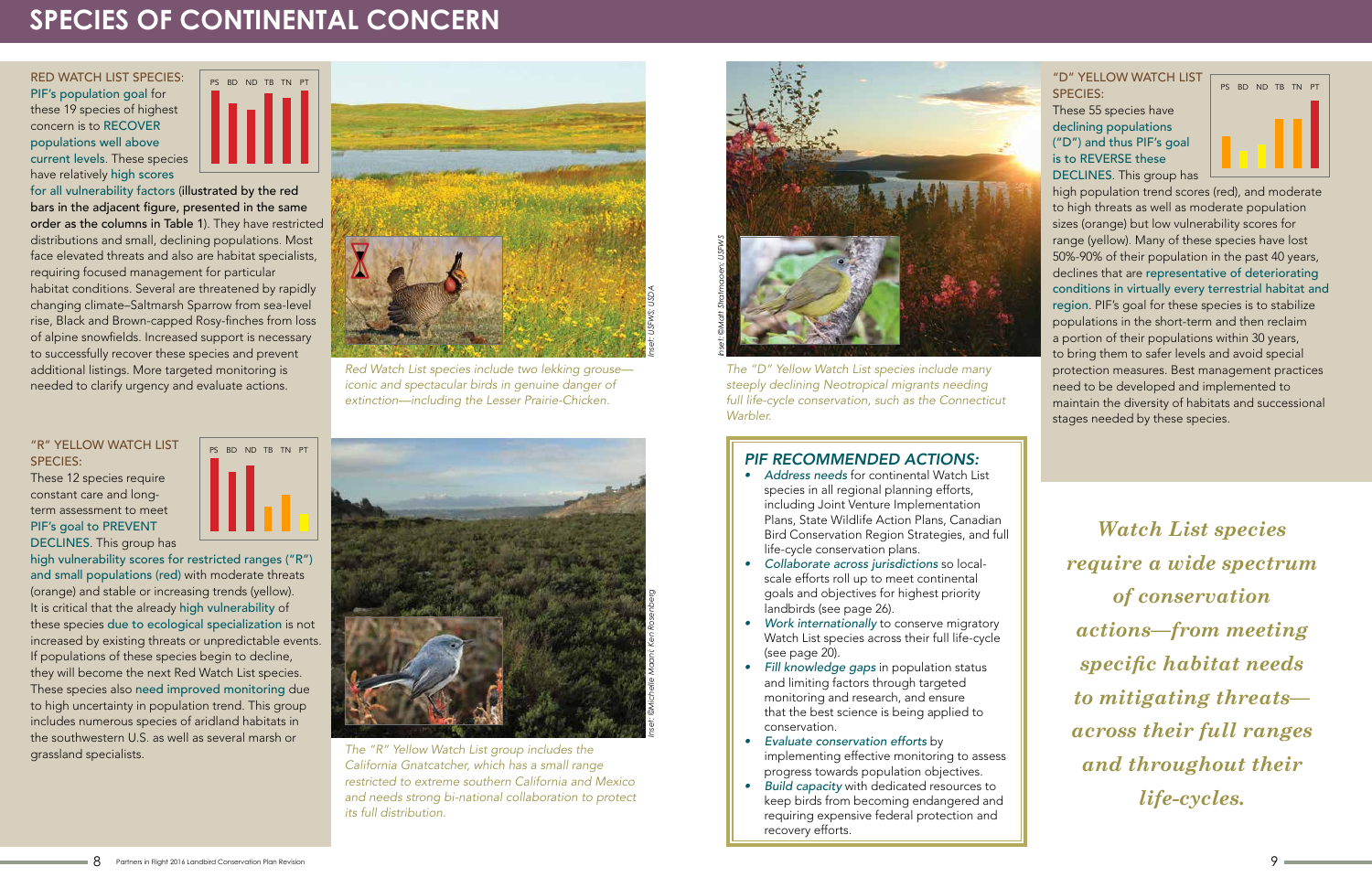# SPECIES OF CONTINENTAL CONCERN

RED WATCH LIST SPECIES: PIF's population goal for these 19 species of highest concern is to RECOVER populations well above current levels. These species have relatively high scores for all vulnerability factors (illustrated by the red bars in the adjacent figure, presented in the same order as the columns in Table 1). They have restricted distributions and small, declining populations. Most face elevated threats and also are habitat specialists, requiring focused management for particular habitat conditions. Several are threatened by rapidly changing climate–Saltmarsh Sparrow from sea-level rise, Black and Brown-capped Rosy-finches from loss of alpine snowfields. Increased support is necessary to successfully recover these species and prevent additional listings. More targeted monitoring is needed to clarify urgency and evaluate actions.

PS BD ND TB TN PT

*Red Watch List species include two lekking grouse—iconic and spectacular birds in genuine danger of extinction—including the Lesser Prairie-Chicken.*

"R" YELLOW WATCH LIST SPECIES: These 12 species require constant care and long-term assessment to meet PIF's goal to PREVENT DECLINES. This group has high vulnerability scores for restricted ranges ("R") and small populations (red) with moderate threats (orange) and stable or increasing trends (yellow). It is critical that the already high vulnerability of these species due to ecological specialization is not increased by existing threats or unpredictable events. If populations of these species begin to decline, they will become the next Red Watch List species. These species also need improved monitoring due to high uncertainty in population trend. This group includes numerous species of aridland habitats in the southwestern U.S. as well as several marsh or grassland specialists.

PS BD ND TB TN PT

*The "R" Yellow Watch List group includes the California Gnatcatcher, which has a small range restricted to extreme southern California and Mexico and needs strong bi-national collaboration to protect its full distribution.*

*The "D" Yellow Watch List species include many steeply declining Neotropical migrants needing full life-cycle conservation, such as the Connecticut Warbler.*

## PIF RECOMMENDED ACTIONS:

- *Address needs* for continental Watch List species in all regional planning efforts, including Joint Venture Implementation Plans, State Wildlife Action Plans, Canadian Bird Conservation Region Strategies, and full life-cycle conservation plans.
- *Collaborate across jurisdictions* so local-scale efforts roll up to meet continental goals and objectives for highest priority landbirds (see page 26).
- *Work internationally* to conserve migratory Watch List species across their full life-cycle (see page 20).
- *Fill knowledge gaps* in population status and limiting factors through targeted monitoring and research, and ensure that the best science is being applied to conservation.
- *Evaluate conservation efforts* by implementing effective monitoring to assess progress towards population objectives.
- *Build capacity* with dedicated resources to keep birds from becoming endangered and requiring expensive federal protection and recovery efforts.

"D" YELLOW WATCH LIST SPECIES: These 55 species have declining populations ("D") and thus PIF's goal is to REVERSE these DECLINES. This group has high population trend scores (red), and moderate to high threats as well as moderate population sizes (orange) but low vulnerability scores for range (yellow). Many of these species have lost 50%-90% of their population in the past 40 years, declines that are representative of deteriorating conditions in virtually every terrestrial habitat and region. PIF's goal for these species is to stabilize populations in the short-term and then reclaim a portion of their populations within 30 years, to bring them to safer levels and avoid special protection measures. Best management practices need to be developed and implemented to maintain the diversity of habitats and successional stages needed by these species.

PS BD ND TB TN PT

***Watch List species require a wide spectrum of conservation actions—from meeting specific habitat needs to mitigating threats—across their full ranges and throughout their life-cycles.***